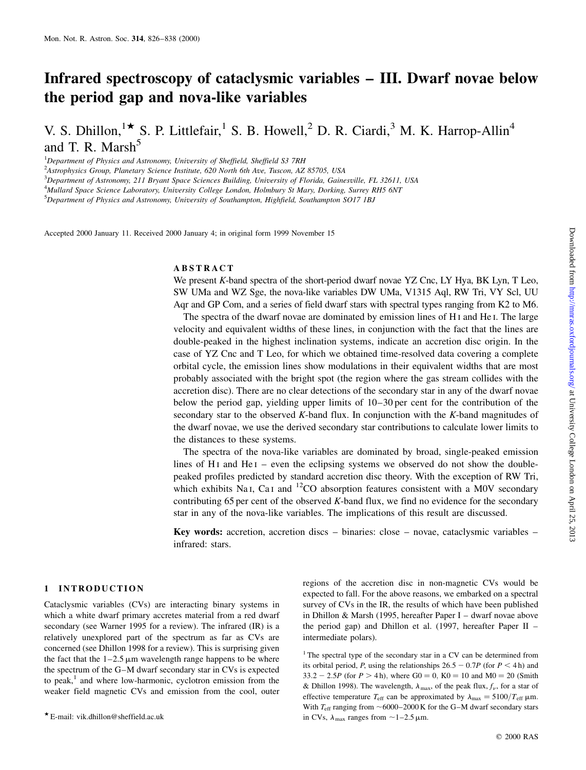# Infrared spectroscopy of cataclysmic variables – III. Dwarf novae below the period gap and nova-like variables

V. S. Dhillon,[1★] S. P. Littlefair,[1] S. B. Howell,[2] D. R. Ciardi,[3] M. K. Harrop-Allin[4] and T. R. Marsh[5]

[1]Department of Physics and Astronomy, University of Sheffield, Sheffield S3 7RH
[2]Astrophysics Group, Planetary Science Institute, 620 North 6th Ave, Tuscon, AZ 85705, USA
[3]Department of Astronomy, 211 Bryant Space Sciences Building, University of Florida, Gainesville, FL 32611, USA
[4]Mullard Space Science Laboratory, University College London, Holmbury St Mary, Dorking, Surrey RH5 6NT
[5]Department of Physics and Astronomy, University of Southampton, Highfield, Southampton SO17 1BJ

Accepted 2000 January 11. Received 2000 January 4; in original form 1999 November 15

## ABSTRACT

We present *K*-band spectra of the short-period dwarf novae YZ Cnc, LY Hya, BK Lyn, T Leo, SW UMa and WZ Sge, the nova-like variables DW UMa, V1315 Aql, RW Tri, VY Scl, UU Aqr and GP Com, and a series of field dwarf stars with spectral types ranging from K2 to M6.

The spectra of the dwarf novae are dominated by emission lines of H I and He I. The large velocity and equivalent widths of these lines, in conjunction with the fact that the lines are double-peaked in the highest inclination systems, indicate an accretion disc origin. In the case of YZ Cnc and T Leo, for which we obtained time-resolved data covering a complete orbital cycle, the emission lines show modulations in their equivalent widths that are most probably associated with the bright spot (the region where the gas stream collides with the accretion disc). There are no clear detections of the secondary star in any of the dwarf novae below the period gap, yielding upper limits of 10–30 per cent for the contribution of the secondary star to the observed *K*-band flux. In conjunction with the *K*-band magnitudes of the dwarf novae, we use the derived secondary star contributions to calculate lower limits to the distances to these systems.

The spectra of the nova-like variables are dominated by broad, single-peaked emission lines of H I and He I – even the eclipsing systems we observed do not show the double-peaked profiles predicted by standard accretion disc theory. With the exception of RW Tri, which exhibits Na I, Ca I and $^{12}$CO absorption features consistent with a M0V secondary contributing 65 per cent of the observed *K*-band flux, we find no evidence for the secondary star in any of the nova-like variables. The implications of this result are discussed.

**Key words:** accretion, accretion discs – binaries: close – novae, cataclysmic variables – infrared: stars.

## 1 INTRODUCTION

Cataclysmic variables (CVs) are interacting binary systems in which a white dwarf primary accretes material from a red dwarf secondary (see Warner 1995 for a review). The infrared (IR) is a relatively unexplored part of the spectrum as far as CVs are concerned (see Dhillon 1998 for a review). This is surprising given the fact that the 1–2.5 μm wavelength range happens to be where the spectrum of the G–M dwarf secondary star in CVs is expected to peak,[1] and where low-harmonic, cyclotron emission from the weaker field magnetic CVs and emission from the cool, outer regions of the accretion disc in non-magnetic CVs would be expected to fall. For the above reasons, we embarked on a spectral survey of CVs in the IR, the results of which have been published in Dhillon & Marsh (1995, hereafter Paper I – dwarf novae above the period gap) and Dhillon et al. (1997, hereafter Paper II – intermediate polars).

[1] The spectral type of the secondary star in a CV can be determined from its orbital period, $P$, using the relationships $26.5 - 0.7P$ (for $P < 4$ h) and $33.2 - 2.5P$ (for $P > 4$ h), where G0 = 0, K0 = 10 and M0 = 20 (Smith & Dhillon 1998). The wavelength, $\lambda_{\max}$, of the peak flux, $f_\nu$, for a star of effective temperature $T_{\rm eff}$ can be approximated by $\lambda_{\max} = 5100/T_{\rm eff}$ μm. With $T_{\rm eff}$ ranging from ~6000–2000 K for the G–M dwarf secondary stars in CVs, $\lambda_{\max}$ ranges from ~1–2.5 μm.

★ E-mail: vik.dhillon@sheffield.ac.uk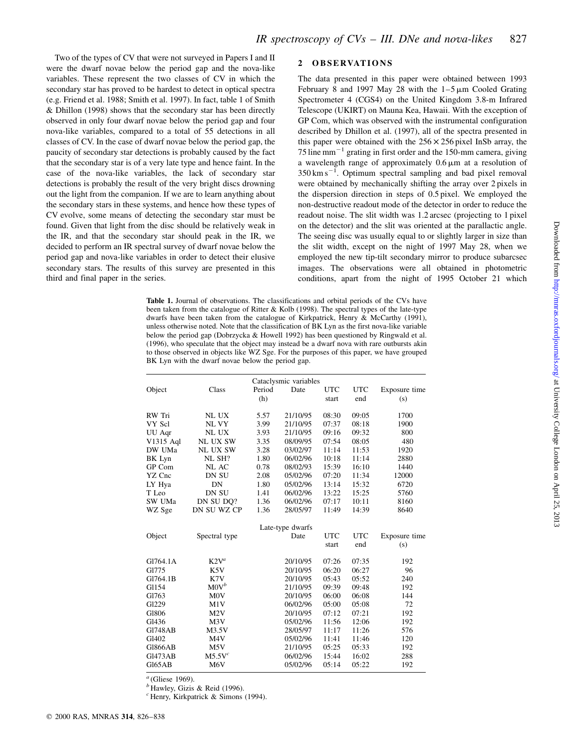Two of the types of CV that were not surveyed in Papers I and II were the dwarf novae below the period gap and the nova-like variables. These represent the two classes of CV in which the secondary star has proved to be hardest to detect in optical spectra (e.g. Friend et al. 1988; Smith et al. 1997). In fact, table 1 of Smith & Dhillon (1998) shows that the secondary star has been directly observed in only four dwarf novae below the period gap and four nova-like variables, compared to a total of 55 detections in all classes of CV. In the case of dwarf novae below the period gap, the paucity of secondary star detections is probably caused by the fact that the secondary star is of a very late type and hence faint. In the case of the nova-like variables, the lack of secondary star detections is probably the result of the very bright discs drowning out the light from the companion. If we are to learn anything about the secondary stars in these systems, and hence how these types of CV evolve, some means of detecting the secondary star must be found. Given that light from the disc should be relatively weak in the IR, and that the secondary star should peak in the IR, we decided to perform an IR spectral survey of dwarf novae below the period gap and nova-like variables in order to detect their elusive secondary stars. The results of this survey are presented in this third and final paper in the series.

## 2 OBSERVATIONS

The data presented in this paper were obtained between 1993 February 8 and 1997 May 28 with the 1–5 μm Cooled Grating Spectrometer 4 (CGS4) on the United Kingdom 3.8-m Infrared Telescope (UKIRT) on Mauna Kea, Hawaii. With the exception of GP Com, which was observed with the instrumental configuration described by Dhillon et al. (1997), all of the spectra presented in this paper were obtained with the $256 \times 256$ pixel InSb array, the 75 line mm$^{-1}$ grating in first order and the 150-mm camera, giving a wavelength range of approximately 0.6 μm at a resolution of 350 km s$^{-1}$. Optimum spectral sampling and bad pixel removal were obtained by mechanically shifting the array over 2 pixels in the dispersion direction in steps of 0.5 pixel. We employed the non-destructive readout mode of the detector in order to reduce the readout noise. The slit width was 1.2 arcsec (projecting to 1 pixel on the detector) and the slit was oriented at the parallactic angle. The seeing disc was usually equal to or slightly larger in size than the slit width, except on the night of 1997 May 28, when we employed the new tip-tilt secondary mirror to produce subarcsec images. The observations were all obtained in photometric conditions, apart from the night of 1995 October 21 which

**Table 1.** Journal of observations. The classifications and orbital periods of the CVs have been taken from the catalogue of Ritter & Kolb (1998). The spectral types of the late-type dwarfs have been taken from the catalogue of Kirkpatrick, Henry & McCarthy (1991), unless otherwise noted. Note that the classification of BK Lyn as the first nova-like variable below the period gap (Dobrzycka & Howell 1992) has been questioned by Ringwald et al. (1996), who speculate that the object may instead be a dwarf nova with rare outbursts akin to those observed in objects like WZ Sge. For the purposes of this paper, we have grouped BK Lyn with the dwarf novae below the period gap.

| | | | Cataclysmic variables | | | |
|---|---|---|---|---|---|---|
| Object | Class | Period (h) | Date | UTC start | UTC end | Exposure time (s) |
| RW Tri | NL UX | 5.57 | 21/10/95 | 08:30 | 09:05 | 1700 |
| VY Scl | NL VY | 3.99 | 21/10/95 | 07:37 | 08:18 | 1900 |
| UU Aqr | NL UX | 3.93 | 21/10/95 | 09:16 | 09:32 | 800 |
| V1315 Aql | NL UX SW | 3.35 | 08/09/95 | 07:54 | 08:05 | 480 |
| DW UMa | NL UX SW | 3.28 | 03/02/97 | 11:14 | 11:53 | 1920 |
| BK Lyn | NL SH? | 1.80 | 06/02/96 | 10:18 | 11:14 | 2880 |
| GP Com | NL AC | 0.78 | 08/02/93 | 15:39 | 16:10 | 1440 |
| YZ Cnc | DN SU | 2.08 | 05/02/96 | 07:20 | 11:34 | 12000 |
| LY Hya | DN | 1.80 | 05/02/96 | 13:14 | 15:32 | 6720 |
| T Leo | DN SU | 1.41 | 06/02/96 | 13:22 | 15:25 | 5760 |
| SW UMa | DN SU DQ? | 1.36 | 06/02/96 | 07:17 | 10:11 | 8160 |
| WZ Sge | DN SU WZ CP | 1.36 | 28/05/97 | 11:49 | 14:39 | 8640 |
| | | | Late-type dwarfs | | | |
| Object | Spectral type | | Date | UTC start | UTC end | Exposure time (s) |
| Gl764.1A | K2V[a] | | 20/10/95 | 07:26 | 07:35 | 192 |
| Gl775 | K5V | | 20/10/95 | 06:20 | 06:27 | 96 |
| Gl764.1B | K7V | | 20/10/95 | 05:43 | 05:52 | 240 |
| Gl154 | M0V[b] | | 21/10/95 | 09:39 | 09:48 | 192 |
| Gl763 | M0V | | 20/10/95 | 06:00 | 06:08 | 144 |
| Gl229 | M1V | | 06/02/96 | 05:00 | 05:08 | 72 |
| Gl806 | M2V | | 20/10/95 | 07:12 | 07:21 | 192 |
| Gl436 | M3V | | 05/02/96 | 11:56 | 12:06 | 192 |
| Gl748AB | M3.5V | | 28/05/97 | 11:17 | 11:26 | 576 |
| Gl402 | M4V | | 05/02/96 | 11:41 | 11:46 | 120 |
| Gl866AB | M5V | | 21/10/95 | 05:25 | 05:33 | 192 |
| Gl473AB | M5.5V[c] | | 06/02/96 | 15:44 | 16:02 | 288 |
| Gl65AB | M6V | | 05/02/96 | 05:14 | 05:22 | 192 |

[a] (Gliese 1969).
[b] Hawley, Gizis & Reid (1996).
[c] Henry, Kirkpatrick & Simons (1994).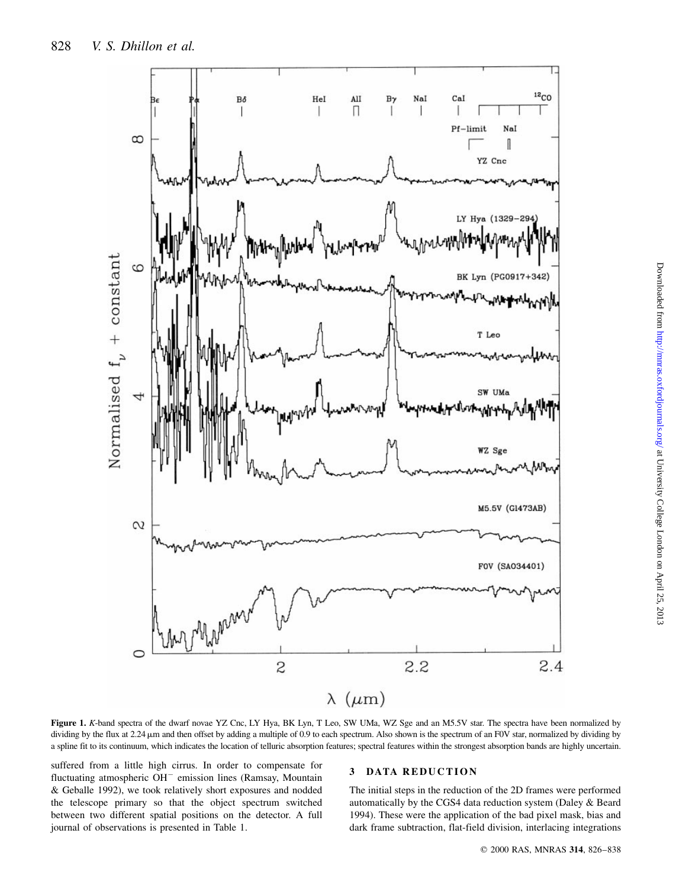**Figure 1.** *K*-band spectra of the dwarf novae YZ Cnc, LY Hya, BK Lyn, T Leo, SW UMa, WZ Sge and an M5.5V star. The spectra have been normalized by dividing by the flux at 2.24 μm and then offset by adding a multiple of 0.9 to each spectrum. Also shown is the spectrum of an F0V star, normalized by dividing by a spline fit to its continuum, which indicates the location of telluric absorption features; spectral features within the strongest absorption bands are highly uncertain.

suffered from a little high cirrus. In order to compensate for fluctuating atmospheric $OH^-$ emission lines (Ramsay, Mountain & Geballe 1992), we took relatively short exposures and nodded the telescope primary so that the object spectrum switched between two different spatial positions on the detector. A full journal of observations is presented in Table 1.

## 3 DATA REDUCTION

The initial steps in the reduction of the 2D frames were performed automatically by the CGS4 data reduction system (Daley & Beard 1994). These were the application of the bad pixel mask, bias and dark frame subtraction, flat-field division, interlacing integrations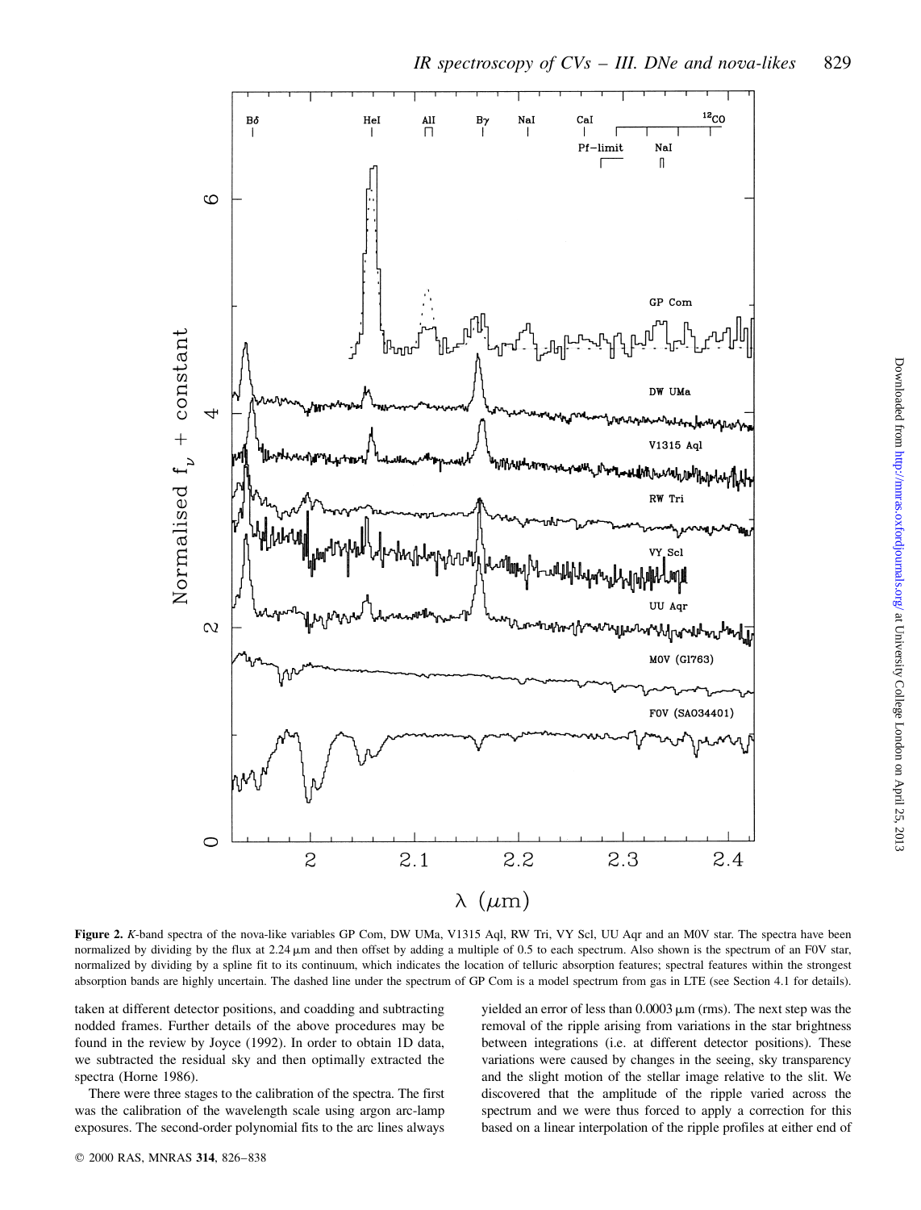**Figure 2.** *K*-band spectra of the nova-like variables GP Com, DW UMa, V1315 Aql, RW Tri, VY Scl, UU Aqr and an M0V star. The spectra have been normalized by dividing by the flux at 2.24 μm and then offset by adding a multiple of 0.5 to each spectrum. Also shown is the spectrum of an F0V star, normalized by dividing by a spline fit to its continuum, which indicates the location of telluric absorption features; spectral features within the strongest absorption bands are highly uncertain. The dashed line under the spectrum of GP Com is a model spectrum from gas in LTE (see Section 4.1 for details).

taken at different detector positions, and coadding and subtracting nodded frames. Further details of the above procedures may be found in the review by Joyce (1992). In order to obtain 1D data, we subtracted the residual sky and then optimally extracted the spectra (Horne 1986).

There were three stages to the calibration of the spectra. The first was the calibration of the wavelength scale using argon arc-lamp exposures. The second-order polynomial fits to the arc lines always yielded an error of less than 0.0003 μm (rms). The next step was the removal of the ripple arising from variations in the star brightness between integrations (i.e. at different detector positions). These variations were caused by changes in the seeing, sky transparency and the slight motion of the stellar image relative to the slit. We discovered that the amplitude of the ripple varied across the spectrum and we were thus forced to apply a correction for this based on a linear interpolation of the ripple profiles at either end of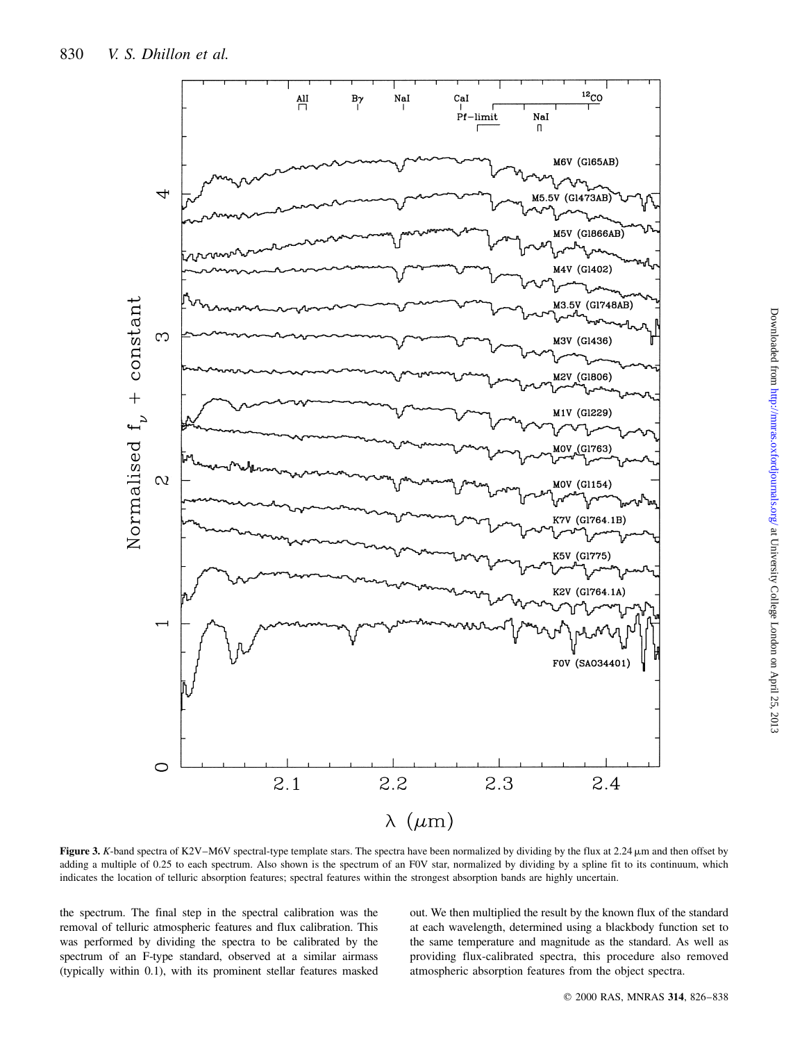**Figure 3.** *K*-band spectra of K2V–M6V spectral-type template stars. The spectra have been normalized by dividing by the flux at 2.24 μm and then offset by adding a multiple of 0.25 to each spectrum. Also shown is the spectrum of an F0V star, normalized by dividing by a spline fit to its continuum, which indicates the location of telluric absorption features; spectral features within the strongest absorption bands are highly uncertain.

the spectrum. The final step in the spectral calibration was the removal of telluric atmospheric features and flux calibration. This was performed by dividing the spectra to be calibrated by the spectrum of an F-type standard, observed at a similar airmass (typically within 0.1), with its prominent stellar features masked out. We then multiplied the result by the known flux of the standard at each wavelength, determined using a blackbody function set to the same temperature and magnitude as the standard. As well as providing flux-calibrated spectra, this procedure also removed atmospheric absorption features from the object spectra.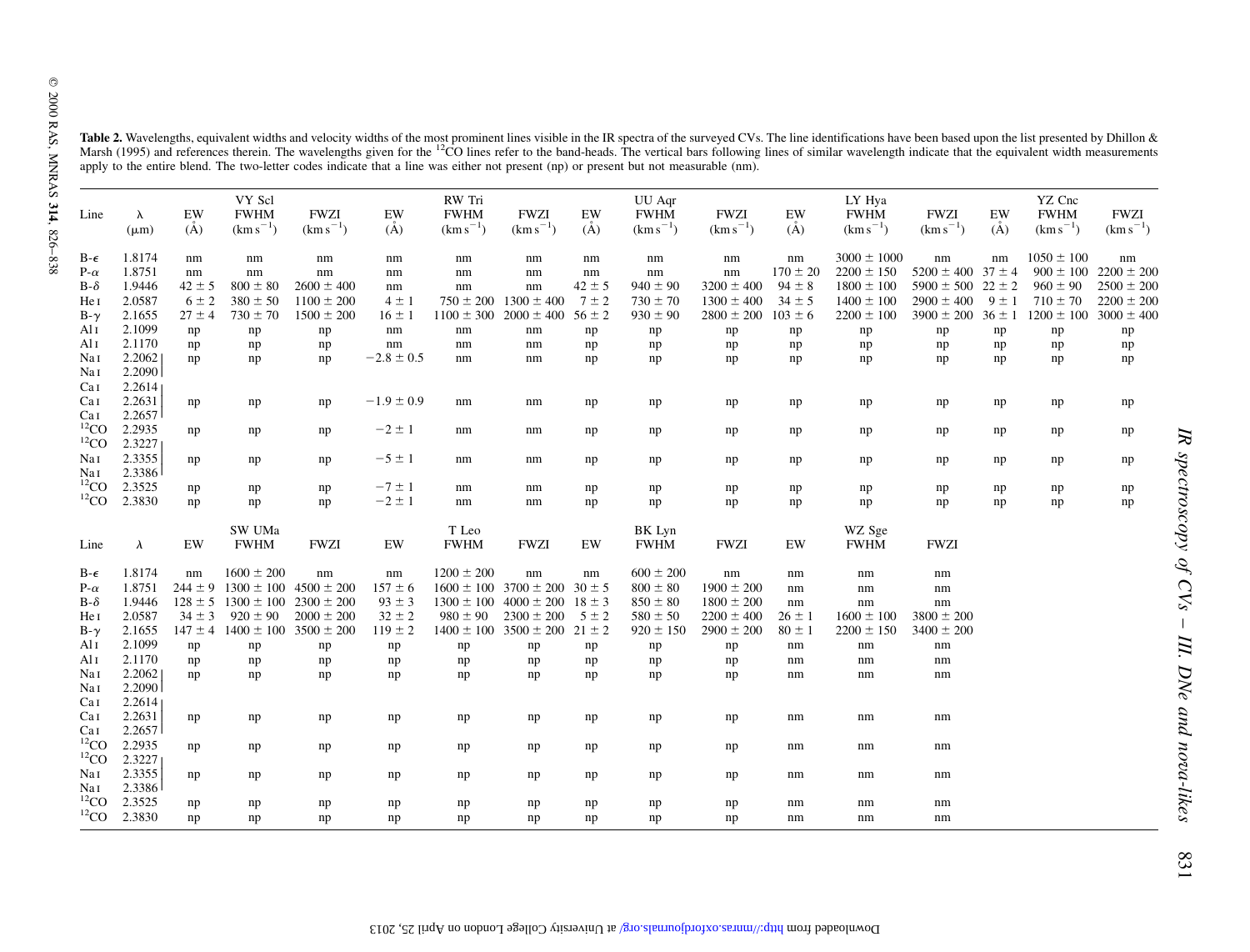**Table 2.** Wavelengths, equivalent widths and velocity widths of the most prominent lines visible in the IR spectra of the surveyed CVs. The line identifications have been based upon the list presented by Dhillon & Marsh (1995) and references therein. The wavelengths given for the $^{12}$CO lines refer to the band-heads. The vertical bars following lines of similar wavelength indicate that the equivalent width measurements apply to the entire blend. The two-letter codes indicate that a line was either not present (np) or present but not measurable (nm).

| Line | λ (μm) | VY Scl EW (Å) | VY Scl FWHM (km s$^{-1}$) | VY Scl FWZI (km s$^{-1}$) | RW Tri EW (Å) | RW Tri FWHM (km s$^{-1}$) | RW Tri FWZI (km s$^{-1}$) | UU Aqr EW (Å) | UU Aqr FWHM (km s$^{-1}$) | UU Aqr FWZI (km s$^{-1}$) | LY Hya EW (Å) | LY Hya FWHM (km s$^{-1}$) | LY Hya FWZI (km s$^{-1}$) | YZ Cnc EW (Å) | YZ Cnc FWHM (km s$^{-1}$) | YZ Cnc FWZI (km s$^{-1}$) |
|---|---|---|---|---|---|---|---|---|---|---|---|---|---|---|---|---|
| B-ϵ | 1.8174 | nm | nm | nm | nm | nm | nm | nm | nm | nm | nm | 3000 ± 1000 | nm | nm | 1050 ± 100 | nm |
| P-α | 1.8751 | nm | nm | nm | nm | nm | nm | nm | nm | nm | 170 ± 20 | 2200 ± 150 | 5200 ± 400 | 37 ± 4 | 900 ± 100 | 2200 ± 200 |
| B-δ | 1.9446 | 42 ± 5 | 800 ± 80 | 2600 ± 400 | nm | nm | nm | 42 ± 5 | 940 ± 90 | 3200 ± 400 | 94 ± 8 | 1800 ± 100 | 5900 ± 500 | 22 ± 2 | 960 ± 90 | 2500 ± 200 |
| He I | 2.0587 | 6 ± 2 | 380 ± 50 | 1100 ± 200 | 4 ± 1 | 750 ± 200 | 1300 ± 400 | 7 ± 2 | 730 ± 70 | 1300 ± 400 | 34 ± 5 | 1400 ± 100 | 2900 ± 400 | 9 ± 1 | 710 ± 70 | 2200 ± 200 |
| B-γ | 2.1655 | 27 ± 4 | 730 ± 70 | 1500 ± 200 | 16 ± 1 | 1100 ± 300 | 2000 ± 400 | 56 ± 2 | 930 ± 90 | 2800 ± 200 | 103 ± 6 | 2200 ± 100 | 3900 ± 200 | 36 ± 1 | 1200 ± 100 | 3000 ± 400 |
| Al I | 2.1099 | np | np | np | nm | nm | nm | np | np | np | np | np | np | np | np | np |
| Al I | 2.1170 | np | np | np | nm | nm | nm | np | np | np | np | np | np | np | np | np |
| Na I | 2.2062 \| | np | np | np | −2.8 ± 0.5 | nm | nm | np | np | np | np | np | np | np | np | np |
| Na I | 2.2090 \| | | | | | | | | | | | | | | | |
| Ca I | 2.2614 \| | | | | | | | | | | | | | | | |
| Ca I | 2.2631 \| | np | np | np | −1.9 ± 0.9 | nm | nm | np | np | np | np | np | np | np | np | np |
| Ca I | 2.2657 \| | | | | | | | | | | | | | | | |
| $^{12}$CO | 2.2935 | np | np | np | −2 ± 1 | nm | nm | np | np | np | np | np | np | np | np | np |
| $^{12}$CO | 2.3227 \| | | | | | | | | | | | | | | | |
| Na I | 2.3355 \| | np | np | np | −5 ± 1 | nm | nm | np | np | np | np | np | np | np | np | np |
| Na I | 2.3386 \| | | | | | | | | | | | | | | | |
| $^{12}$CO | 2.3525 | np | np | np | −7 ± 1 | nm | nm | np | np | np | np | np | np | np | np | np |
| $^{12}$CO | 2.3830 | np | np | np | −2 ± 1 | nm | nm | np | np | np | np | np | np | np | np | np |

| Line | λ | SW UMa EW | SW UMa FWHM | SW UMa FWZI | T Leo EW | T Leo FWHM | T Leo FWZI | BK Lyn EW | BK Lyn FWHM | BK Lyn FWZI | WZ Sge EW | WZ Sge FWHM | WZ Sge FWZI |
|---|---|---|---|---|---|---|---|---|---|---|---|---|---|
| B-ϵ | 1.8174 | nm | 1600 ± 200 | nm | nm | 1200 ± 200 | nm | nm | 600 ± 200 | nm | nm | nm | nm |
| P-α | 1.8751 | 244 ± 9 | 1300 ± 100 | 4500 ± 200 | 157 ± 6 | 1600 ± 100 | 3700 ± 200 | 30 ± 5 | 800 ± 80 | 1900 ± 200 | nm | nm | nm |
| B-δ | 1.9446 | 128 ± 5 | 1300 ± 100 | 2300 ± 200 | 93 ± 3 | 1300 ± 100 | 4000 ± 200 | 18 ± 3 | 850 ± 80 | 1800 ± 200 | nm | nm | nm |
| He I | 2.0587 | 34 ± 3 | 920 ± 90 | 2000 ± 200 | 32 ± 2 | 980 ± 90 | 2300 ± 200 | 5 ± 2 | 580 ± 50 | 2200 ± 400 | 26 ± 1 | 1600 ± 100 | 3800 ± 200 |
| B-γ | 2.1655 | 147 ± 4 | 1400 ± 100 | 3500 ± 200 | 119 ± 2 | 1400 ± 100 | 3500 ± 200 | 21 ± 2 | 920 ± 150 | 2900 ± 200 | 80 ± 1 | 2200 ± 150 | 3400 ± 200 |
| Al I | 2.1099 | np | np | np | np | np | np | np | np | np | nm | nm | nm |
| Al I | 2.1170 | np | np | np | np | np | np | np | np | np | nm | nm | nm |
| Na I | 2.2062 \| | np | np | np | np | np | np | np | np | np | nm | nm | nm |
| Na I | 2.2090 \| | | | | | | | | | | | | |
| Ca I | 2.2614 \| | | | | | | | | | | | | |
| Ca I | 2.2631 \| | np | np | np | np | np | np | np | np | np | nm | nm | nm |
| Ca I | 2.2657 \| | | | | | | | | | | | | |
| $^{12}$CO | 2.2935 | np | np | np | np | np | np | np | np | np | nm | nm | nm |
| $^{12}$CO | 2.3227 \| | | | | | | | | | | | | |
| Na I | 2.3355 \| | np | np | np | np | np | np | np | np | np | nm | nm | nm |
| Na I | 2.3386 \| | | | | | | | | | | | | |
| $^{12}$CO | 2.3525 | np | np | np | np | np | np | np | np | np | nm | nm | nm |
| $^{12}$CO | 2.3830 | np | np | np | np | np | np | np | np | np | nm | nm | nm |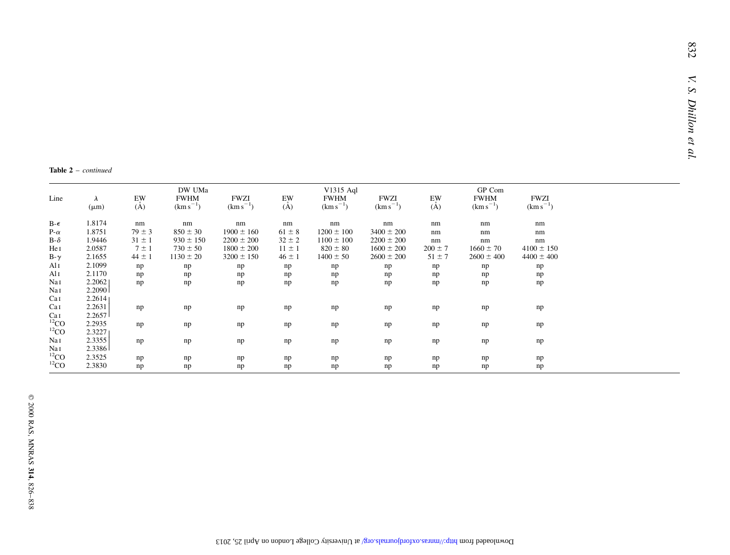**Table 2** – *continued*

| Line | $\lambda$ | DW UMa | | | V1315 Aql | | | GP Com | | |
|---|---|---|---|---|---|---|---|---|---|---|
| | ($\mu$m) | EW (Å) | FWHM (km s$^{-1}$) | FWZI (km s$^{-1}$) | EW (Å) | FWHM (km s$^{-1}$) | FWZI (km s$^{-1}$) | EW (Å) | FWHM (km s$^{-1}$) | FWZI (km s$^{-1}$) |
| B-$\epsilon$ | 1.8174 | nm | nm | nm | nm | nm | nm | nm | nm | nm |
| P-$\alpha$ | 1.8751 | 79 ± 3 | 850 ± 30 | 1900 ± 160 | 61 ± 8 | 1200 ± 100 | 3400 ± 200 | nm | nm | nm |
| B-$\delta$ | 1.9446 | 31 ± 1 | 930 ± 150 | 2200 ± 200 | 32 ± 2 | 1100 ± 100 | 2200 ± 200 | nm | nm | nm |
| He I | 2.0587 | 7 ± 1 | 730 ± 50 | 1800 ± 200 | 11 ± 1 | 820 ± 80 | 1600 ± 200 | 200 ± 7 | 1660 ± 70 | 4100 ± 150 |
| B-$\gamma$ | 2.1655 | 44 ± 1 | 1130 ± 20 | 3200 ± 150 | 46 ± 1 | 1400 ± 50 | 2600 ± 200 | 51 ± 7 | 2600 ± 400 | 4400 ± 400 |
| Al I | 2.1099 | np | np | np | np | np | np | np | np | np |
| Al I | 2.1170 | np | np | np | np | np | np | np | np | np |
| Na I | 2.2062 | np | np | np | np | np | np | np | np | np |
| Na I | 2.2090 | | | | | | | | | |
| Ca I | 2.2614 | | | | | | | | | |
| Ca I | 2.2631 | np | np | np | np | np | np | np | np | np |
| Ca I | 2.2657 | | | | | | | | | |
| $^{12}$CO | 2.2935 | np | np | np | np | np | np | np | np | np |
| $^{12}$CO | 2.3227 | | | | | | | | | |
| Na I | 2.3355 | np | np | np | np | np | np | np | np | np |
| Na I | 2.3386 | | | | | | | | | |
| $^{12}$CO | 2.3525 | np | np | np | np | np | np | np | np | np |
| $^{12}$CO | 2.3830 | np | np | np | np | np | np | np | np | np |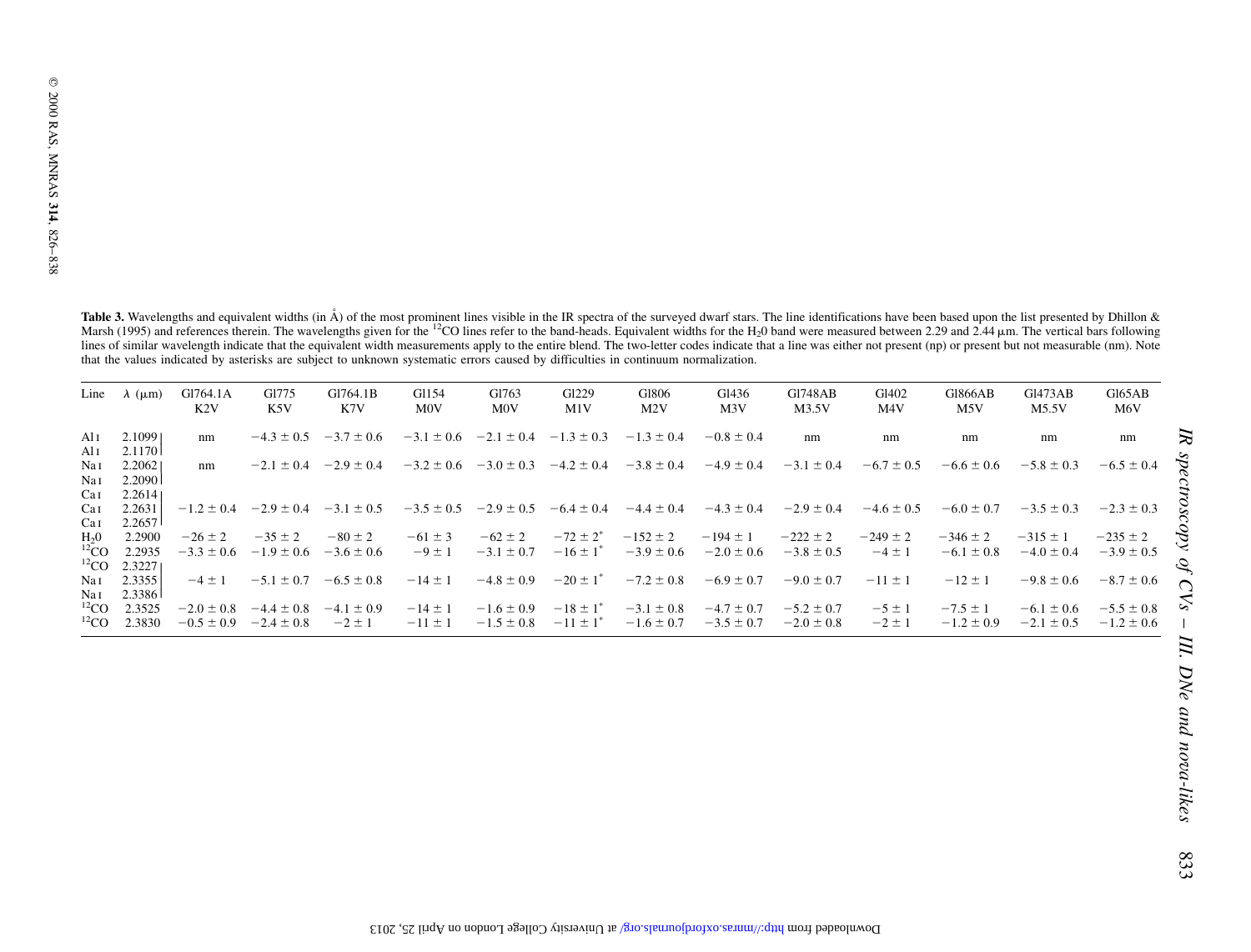**Table 3.** Wavelengths and equivalent widths (in Å) of the most prominent lines visible in the IR spectra of the surveyed dwarf stars. The line identifications have been based upon the list presented by Dhillon & Marsh (1995) and references therein. The wavelengths given for the $^{12}$CO lines refer to the band-heads. Equivalent widths for the $H_2$0 band were measured between 2.29 and 2.44 μm. The vertical bars following lines of similar wavelength indicate that the equivalent width measurements apply to the entire blend. The two-letter codes indicate that a line was either not present (np) or present but not measurable (nm). Note that the values indicated by asterisks are subject to unknown systematic errors caused by difficulties in continuum normalization.

| Line | λ (μm) | Gl764.1A K2V | Gl775 K5V | Gl764.1B K7V | Gl154 M0V | Gl763 M0V | Gl229 M1V | Gl806 M2V | Gl436 M3V | Gl748AB M3.5V | Gl402 M4V | Gl866AB M5V | Gl473AB M5.5V | Gl65AB M6V |
|---|---|---|---|---|---|---|---|---|---|---|---|---|---|---|
| Al I | 2.1099 \| | | | | | | | | | | | | | |
| Al I | 2.1170 \| | nm | −4.3 ± 0.5 | −3.7 ± 0.6 | −3.1 ± 0.6 | −2.1 ± 0.4 | −1.3 ± 0.3 | −1.3 ± 0.4 | −0.8 ± 0.4 | nm | nm | nm | nm | nm |
| Na I | 2.2062 \| | | | | | | | | | | | | | |
| Na I | 2.2090 \| | nm | −2.1 ± 0.4 | −2.9 ± 0.4 | −3.2 ± 0.6 | −3.0 ± 0.3 | −4.2 ± 0.4 | −3.8 ± 0.4 | −4.9 ± 0.4 | −3.1 ± 0.4 | −6.7 ± 0.5 | −6.6 ± 0.6 | −5.8 ± 0.3 | −6.5 ± 0.4 |
| Ca I | 2.2614 \| | | | | | | | | | | | | | |
| Ca I | 2.2631 \| | −1.2 ± 0.4 | −2.9 ± 0.4 | −3.1 ± 0.5 | −3.5 ± 0.5 | −2.9 ± 0.5 | −6.4 ± 0.4 | −4.4 ± 0.4 | −4.3 ± 0.4 | −2.9 ± 0.4 | −4.6 ± 0.5 | −6.0 ± 0.7 | −3.5 ± 0.3 | −2.3 ± 0.3 |
| Ca I | 2.2657 \| | | | | | | | | | | | | | |
| $H_2$0 | 2.2900 | −26 ± 2 | −35 ± 2 | −80 ± 2 | −61 ± 3 | −62 ± 2 | −72 ± 2* | −152 ± 2 | −194 ± 1 | −222 ± 2 | −249 ± 2 | −346 ± 2 | −315 ± 1 | −235 ± 2 |
| $^{12}$CO | 2.2935 | −3.3 ± 0.6 | −1.9 ± 0.6 | −3.6 ± 0.6 | −9 ± 1 | −3.1 ± 0.7 | −16 ± 1* | −3.9 ± 0.6 | −2.0 ± 0.6 | −3.8 ± 0.5 | −4 ± 1 | −6.1 ± 0.8 | −4.0 ± 0.4 | −3.9 ± 0.5 |
| $^{12}$CO | 2.3227 \| | | | | | | | | | | | | | |
| Na I | 2.3355 \| | −4 ± 1 | −5.1 ± 0.7 | −6.5 ± 0.8 | −14 ± 1 | −4.8 ± 0.9 | −20 ± 1* | −7.2 ± 0.8 | −6.9 ± 0.7 | −9.0 ± 0.7 | −11 ± 1 | −12 ± 1 | −9.8 ± 0.6 | −8.7 ± 0.6 |
| Na I | 2.3386 \| | | | | | | | | | | | | | |
| $^{12}$CO | 2.3525 | −2.0 ± 0.8 | −4.4 ± 0.8 | −4.1 ± 0.9 | −14 ± 1 | −1.6 ± 0.9 | −18 ± 1* | −3.1 ± 0.8 | −4.7 ± 0.7 | −5.2 ± 0.7 | −5 ± 1 | −7.5 ± 1 | −6.1 ± 0.6 | −5.5 ± 0.8 |
| $^{12}$CO | 2.3830 | −0.5 ± 0.9 | −2.4 ± 0.8 | −2 ± 1 | −11 ± 1 | −1.5 ± 0.8 | −11 ± 1* | −1.6 ± 0.7 | −3.5 ± 0.7 | −2.0 ± 0.8 | −2 ± 1 | −1.2 ± 0.9 | −2.1 ± 0.5 | −1.2 ± 0.6 |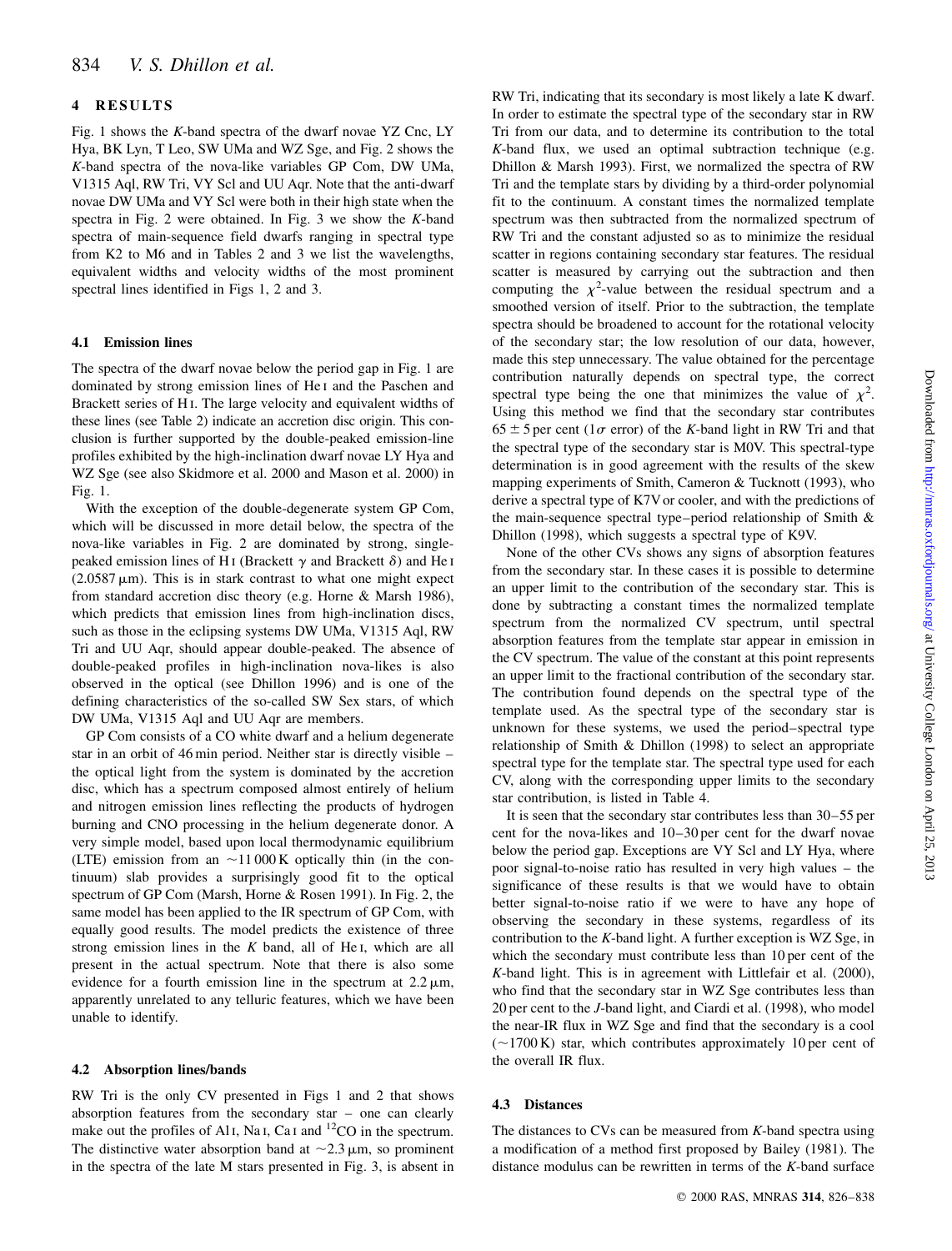## 4 RESULTS

Fig. 1 shows the $K$-band spectra of the dwarf novae YZ Cnc, LY Hya, BK Lyn, T Leo, SW UMa and WZ Sge, and Fig. 2 shows the $K$-band spectra of the nova-like variables GP Com, DW UMa, V1315 Aql, RW Tri, VY Scl and UU Aqr. Note that the anti-dwarf novae DW UMa and VY Scl were both in their high state when the spectra in Fig. 2 were obtained. In Fig. 3 we show the $K$-band spectra of main-sequence field dwarfs ranging in spectral type from K2 to M6 and in Tables 2 and 3 we list the wavelengths, equivalent widths and velocity widths of the most prominent spectral lines identified in Figs 1, 2 and 3.

### 4.1 Emission lines

The spectra of the dwarf novae below the period gap in Fig. 1 are dominated by strong emission lines of He I and the Paschen and Brackett series of H I. The large velocity and equivalent widths of these lines (see Table 2) indicate an accretion disc origin. This conclusion is further supported by the double-peaked emission-line profiles exhibited by the high-inclination dwarf novae LY Hya and WZ Sge (see also Skidmore et al. 2000 and Mason et al. 2000) in Fig. 1.

With the exception of the double-degenerate system GP Com, which will be discussed in more detail below, the spectra of the nova-like variables in Fig. 2 are dominated by strong, single-peaked emission lines of H I (Brackett $\gamma$ and Brackett $\delta$) and He I (2.0587 $\mu$m). This is in stark contrast to what one might expect from standard accretion disc theory (e.g. Horne & Marsh 1986), which predicts that emission lines from high-inclination discs, such as those in the eclipsing systems DW UMa, V1315 Aql, RW Tri and UU Aqr, should appear double-peaked. The absence of double-peaked profiles in high-inclination nova-likes is also observed in the optical (see Dhillon 1996) and is one of the defining characteristics of the so-called SW Sex stars, of which DW UMa, V1315 Aql and UU Aqr are members.

GP Com consists of a CO white dwarf and a helium degenerate star in an orbit of 46 min period. Neither star is directly visible – the optical light from the system is dominated by the accretion disc, which has a spectrum composed almost entirely of helium and nitrogen emission lines reflecting the products of hydrogen burning and CNO processing in the helium degenerate donor. A very simple model, based upon local thermodynamic equilibrium (LTE) emission from an ~11 000 K optically thin (in the continuum) slab provides a surprisingly good fit to the optical spectrum of GP Com (Marsh, Horne & Rosen 1991). In Fig. 2, the same model has been applied to the IR spectrum of GP Com, with equally good results. The model predicts the existence of three strong emission lines in the $K$ band, all of He I, which are all present in the actual spectrum. Note that there is also some evidence for a fourth emission line in the spectrum at 2.2 $\mu$m, apparently unrelated to any telluric features, which we have been unable to identify.

### 4.2 Absorption lines/bands

RW Tri is the only CV presented in Figs 1 and 2 that shows absorption features from the secondary star – one can clearly make out the profiles of Al I, Na I, Ca I and $^{12}$CO in the spectrum. The distinctive water absorption band at ~2.3 $\mu$m, so prominent in the spectra of the late M stars presented in Fig. 3, is absent in RW Tri, indicating that its secondary is most likely a late K dwarf. In order to estimate the spectral type of the secondary star in RW Tri from our data, and to determine its contribution to the total $K$-band flux, we used an optimal subtraction technique (e.g. Dhillon & Marsh 1993). First, we normalized the spectra of RW Tri and the template stars by dividing by a third-order polynomial fit to the continuum. A constant times the normalized template spectrum was then subtracted from the normalized spectrum of RW Tri and the constant adjusted so as to minimize the residual scatter in regions containing secondary star features. The residual scatter is measured by carrying out the subtraction and then computing the $\chi^2$-value between the residual spectrum and a smoothed version of itself. Prior to the subtraction, the template spectra should be broadened to account for the rotational velocity of the secondary star; the low resolution of our data, however, made this step unnecessary. The value obtained for the percentage contribution naturally depends on spectral type, the correct spectral type being the one that minimizes the value of $\chi^2$. Using this method we find that the secondary star contributes $65 \pm 5$ per cent ($1\sigma$ error) of the $K$-band light in RW Tri and that the spectral type of the secondary star is M0V. This spectral-type determination is in good agreement with the results of the skew mapping experiments of Smith, Cameron & Tucknott (1993), who derive a spectral type of K7V or cooler, and with the predictions of the main-sequence spectral type–period relationship of Smith & Dhillon (1998), which suggests a spectral type of K9V.

None of the other CVs shows any signs of absorption features from the secondary star. In these cases it is possible to determine an upper limit to the contribution of the secondary star. This is done by subtracting a constant times the normalized template spectrum from the normalized CV spectrum, until spectral absorption features from the template star appear in emission in the CV spectrum. The value of the constant at this point represents an upper limit to the fractional contribution of the secondary star. The contribution found depends on the spectral type of the template used. As the spectral type of the secondary star is unknown for these systems, we used the period–spectral type relationship of Smith & Dhillon (1998) to select an appropriate spectral type for the template star. The spectral type used for each CV, along with the corresponding upper limits to the secondary star contribution, is listed in Table 4.

It is seen that the secondary star contributes less than 30–55 per cent for the nova-likes and 10–30 per cent for the dwarf novae below the period gap. Exceptions are VY Scl and LY Hya, where poor signal-to-noise ratio has resulted in very high values – the significance of these results is that we would have to obtain better signal-to-noise ratio if we were to have any hope of observing the secondary in these systems, regardless of its contribution to the $K$-band light. A further exception is WZ Sge, in which the secondary must contribute less than 10 per cent of the $K$-band light. This is in agreement with Littlefair et al. (2000), who find that the secondary star in WZ Sge contributes less than 20 per cent to the $J$-band light, and Ciardi et al. (1998), who model the near-IR flux in WZ Sge and find that the secondary is a cool (~1700 K) star, which contributes approximately 10 per cent of the overall IR flux.

### 4.3 Distances

The distances to CVs can be measured from $K$-band spectra using a modification of a method first proposed by Bailey (1981). The distance modulus can be rewritten in terms of the $K$-band surface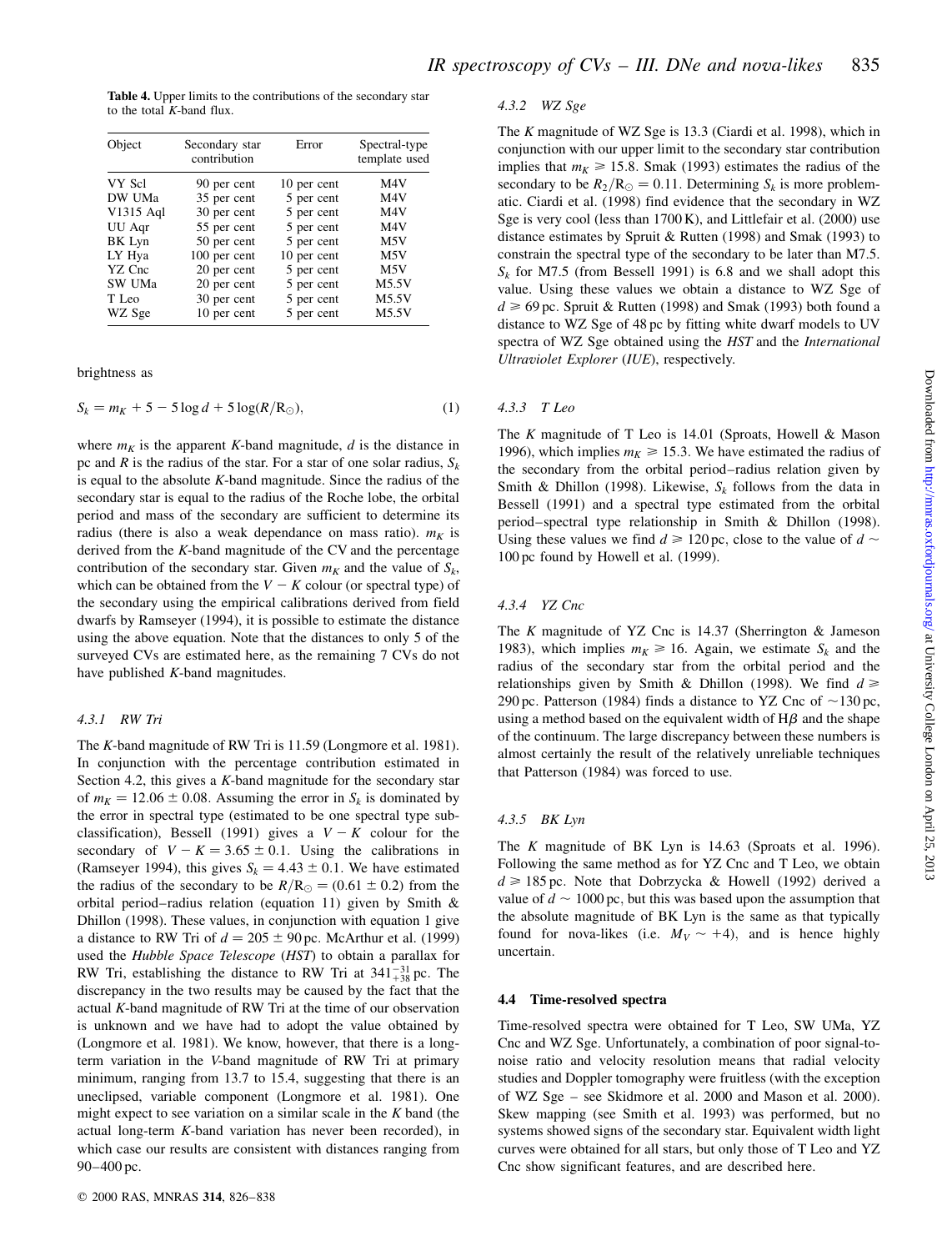**Table 4.** Upper limits to the contributions of the secondary star to the total $K$-band flux.

| Object | Secondary star contribution | Error | Spectral-type template used |
|---|---|---|---|
| VY Scl | 90 per cent | 10 per cent | M4V |
| DW UMa | 35 per cent | 5 per cent | M4V |
| V1315 Aql | 30 per cent | 5 per cent | M4V |
| UU Aqr | 55 per cent | 5 per cent | M4V |
| BK Lyn | 50 per cent | 5 per cent | M5V |
| LY Hya | 100 per cent | 10 per cent | M5V |
| YZ Cnc | 20 per cent | 5 per cent | M5V |
| SW UMa | 20 per cent | 5 per cent | M5.5V |
| T Leo | 30 per cent | 5 per cent | M5.5V |
| WZ Sge | 10 per cent | 5 per cent | M5.5V |

brightness as

$$S_k = m_K + 5 - 5\log d + 5\log(R/\mathrm{R}_\odot), \quad (1)$$

where $m_K$ is the apparent $K$-band magnitude, $d$ is the distance in pc and $R$ is the radius of the star. For a star of one solar radius, $S_k$ is equal to the absolute $K$-band magnitude. Since the radius of the secondary star is equal to the radius of the Roche lobe, the orbital period and mass of the secondary are sufficient to determine its radius (there is also a weak dependance on mass ratio). $m_K$ is derived from the $K$-band magnitude of the CV and the percentage contribution of the secondary star. Given $m_K$ and the value of $S_k$, which can be obtained from the $V-K$ colour (or spectral type) of the secondary using the empirical calibrations derived from field dwarfs by Ramseyer (1994), it is possible to estimate the distance using the above equation. Note that the distances to only 5 of the surveyed CVs are estimated here, as the remaining 7 CVs do not have published $K$-band magnitudes.

#### 4.3.1 RW Tri

The $K$-band magnitude of RW Tri is 11.59 (Longmore et al. 1981). In conjunction with the percentage contribution estimated in Section 4.2, this gives a $K$-band magnitude for the secondary star of $m_K = 12.06 \pm 0.08$. Assuming the error in $S_k$ is dominated by the error in spectral type (estimated to be one spectral type sub-classification), Bessell (1991) gives a $V-K$ colour for the secondary of $V-K = 3.65 \pm 0.1$. Using the calibrations in (Ramseyer 1994), this gives $S_k = 4.43 \pm 0.1$. We have estimated the radius of the secondary to be $R/\mathrm{R}_\odot = (0.61 \pm 0.2)$ from the orbital period–radius relation (equation 11) given by Smith & Dhillon (1998). These values, in conjunction with equation 1 give a distance to RW Tri of $d = 205 \pm 90$ pc. McArthur et al. (1999) used the *Hubble Space Telescope* (*HST*) to obtain a parallax for RW Tri, establishing the distance to RW Tri at $341^{-31}_{+38}$ pc. The discrepancy in the two results may be caused by the fact that the actual $K$-band magnitude of RW Tri at the time of our observation is unknown and we have had to adopt the value obtained by (Longmore et al. 1981). We know, however, that there is a long-term variation in the $V$-band magnitude of RW Tri at primary minimum, ranging from 13.7 to 15.4, suggesting that there is an uneclipsed, variable component (Longmore et al. 1981). One might expect to see variation on a similar scale in the $K$ band (the actual long-term $K$-band variation has never been recorded), in which case our results are consistent with distances ranging from 90–400 pc.

#### 4.3.2 WZ Sge

The $K$ magnitude of WZ Sge is 13.3 (Ciardi et al. 1998), which in conjunction with our upper limit to the secondary star contribution implies that $m_K \geqslant 15.8$. Smak (1993) estimates the radius of the secondary to be $R_2/\mathrm{R}_\odot = 0.11$. Determining $S_k$ is more problematic. Ciardi et al. (1998) find evidence that the secondary in WZ Sge is very cool (less than 1700 K), and Littlefair et al. (2000) use distance estimates by Spruit & Rutten (1998) and Smak (1993) to constrain the spectral type of the secondary to be later than M7.5. $S_k$ for M7.5 (from Bessell 1991) is 6.8 and we shall adopt this value. Using these values we obtain a distance to WZ Sge of $d \geqslant 69$ pc. Spruit & Rutten (1998) and Smak (1993) both found a distance to WZ Sge of 48 pc by fitting white dwarf models to UV spectra of WZ Sge obtained using the *HST* and the *International Ultraviolet Explorer* (*IUE*), respectively.

#### 4.3.3 T Leo

The $K$ magnitude of T Leo is 14.01 (Sproats, Howell & Mason 1996), which implies $m_K \geqslant 15.3$. We have estimated the radius of the secondary from the orbital period–radius relation given by Smith & Dhillon (1998). Likewise, $S_k$ follows from the data in Bessell (1991) and a spectral type estimated from the orbital period–spectral type relationship in Smith & Dhillon (1998). Using these values we find $d \geqslant 120$ pc, close to the value of $d \sim 100$ pc found by Howell et al. (1999).

#### 4.3.4 YZ Cnc

The $K$ magnitude of YZ Cnc is 14.37 (Sherrington & Jameson 1983), which implies $m_K \geqslant 16$. Again, we estimate $S_k$ and the radius of the secondary star from the orbital period and the relationships given by Smith & Dhillon (1998). We find $d \geqslant 290$ pc. Patterson (1984) finds a distance to YZ Cnc of ~130 pc, using a method based on the equivalent width of H$\beta$ and the shape of the continuum. The large discrepancy between these numbers is almost certainly the result of the relatively unreliable techniques that Patterson (1984) was forced to use.

#### 4.3.5 BK Lyn

The $K$ magnitude of BK Lyn is 14.63 (Sproats et al. 1996). Following the same method as for YZ Cnc and T Leo, we obtain $d \geqslant 185$ pc. Note that Dobrzycka & Howell (1992) derived a value of $d \sim 1000$ pc, but this was based upon the assumption that the absolute magnitude of BK Lyn is the same as that typically found for nova-likes (i.e. $M_V \sim +4$), and is hence highly uncertain.

### 4.4 Time-resolved spectra

Time-resolved spectra were obtained for T Leo, SW UMa, YZ Cnc and WZ Sge. Unfortunately, a combination of poor signal-to-noise ratio and velocity resolution means that radial velocity studies and Doppler tomography were fruitless (with the exception of WZ Sge – see Skidmore et al. 2000 and Mason et al. 2000). Skew mapping (see Smith et al. 1993) was performed, but no systems showed signs of the secondary star. Equivalent width light curves were obtained for all stars, but only those of T Leo and YZ Cnc show significant features, and are described here.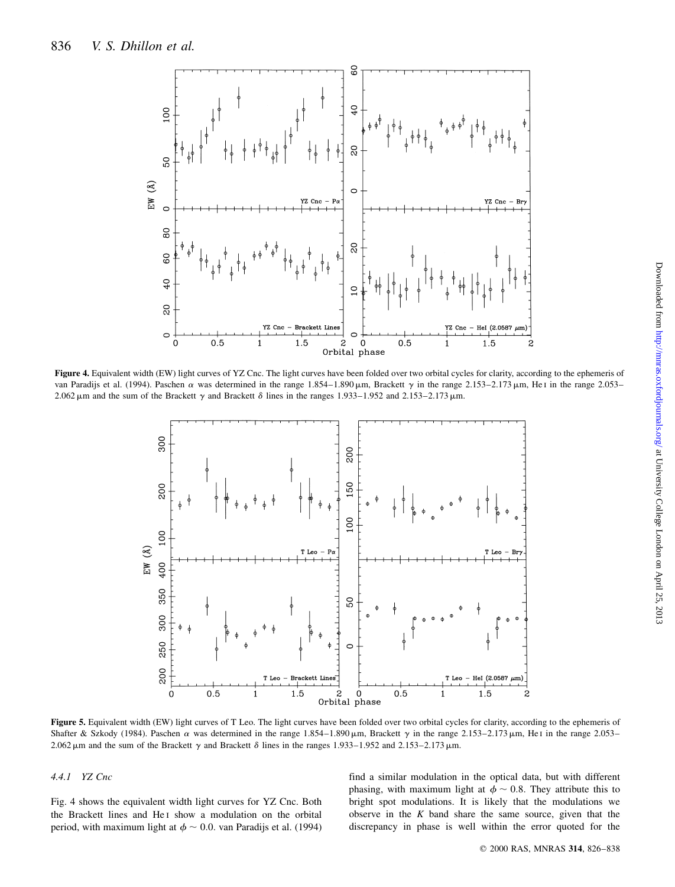**Figure 4.** Equivalent width (EW) light curves of YZ Cnc. The light curves have been folded over two orbital cycles for clarity, according to the ephemeris of van Paradijs et al. (1994). Paschen $\alpha$ was determined in the range 1.854–1.890 μm, Brackett $\gamma$ in the range 2.153–2.173 μm, He I in the range 2.053–2.062 μm and the sum of the Brackett $\gamma$ and Brackett $\delta$ lines in the ranges 1.933–1.952 and 2.153–2.173 μm.

**Figure 5.** Equivalent width (EW) light curves of T Leo. The light curves have been folded over two orbital cycles for clarity, according to the ephemeris of Shafter & Szkody (1984). Paschen $\alpha$ was determined in the range 1.854–1.890 μm, Brackett $\gamma$ in the range 2.153–2.173 μm, He I in the range 2.053–2.062 μm and the sum of the Brackett $\gamma$ and Brackett $\delta$ lines in the ranges 1.933–1.952 and 2.153–2.173 μm.

#### 4.4.1 YZ Cnc

Fig. 4 shows the equivalent width light curves for YZ Cnc. Both the Brackett lines and He I show a modulation on the orbital period, with maximum light at $\phi \sim 0.0$. van Paradijs et al. (1994) find a similar modulation in the optical data, but with different phasing, with maximum light at $\phi \sim 0.8$. They attribute this to bright spot modulations. It is likely that the modulations we observe in the *K* band share the same source, given that the discrepancy in phase is well within the error quoted for the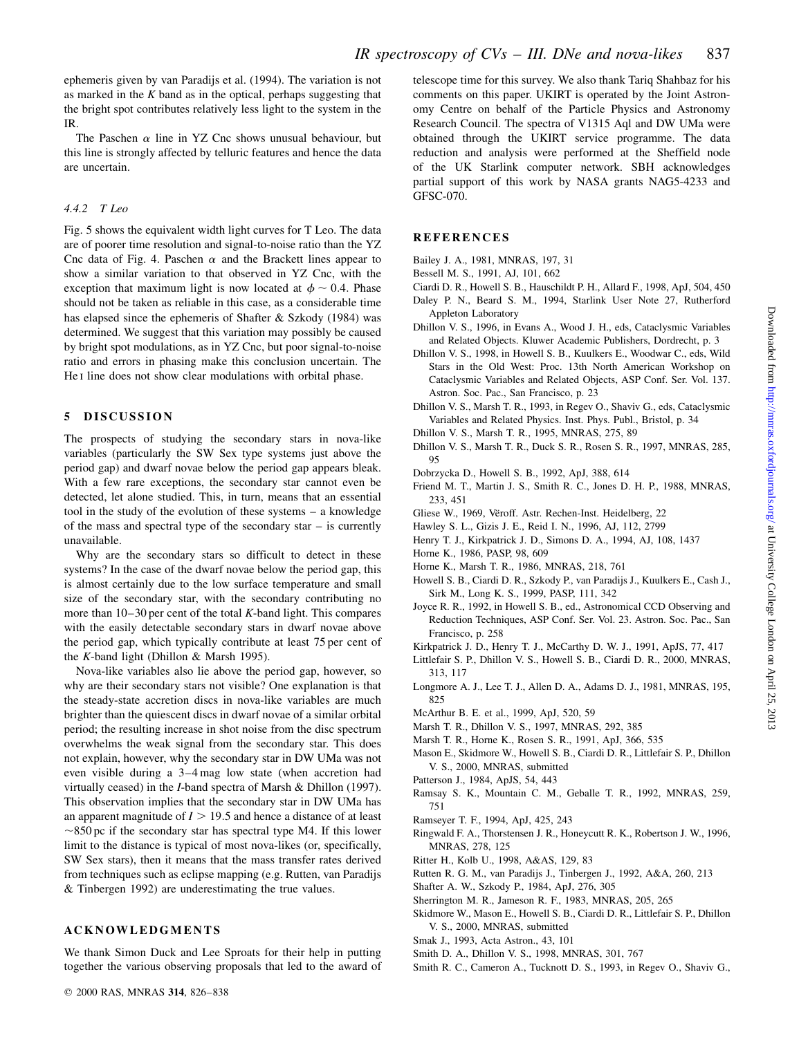ephemeris given by van Paradijs et al. (1994). The variation is not as marked in the $K$ band as in the optical, perhaps suggesting that the bright spot contributes relatively less light to the system in the IR.

The Paschen $\alpha$ line in YZ Cnc shows unusual behaviour, but this line is strongly affected by telluric features and hence the data are uncertain.

#### 4.4.2 T Leo

Fig. 5 shows the equivalent width light curves for T Leo. The data are of poorer time resolution and signal-to-noise ratio than the YZ Cnc data of Fig. 4. Paschen $\alpha$ and the Brackett lines appear to show a similar variation to that observed in YZ Cnc, with the exception that maximum light is now located at $\phi \sim 0.4$. Phase should not be taken as reliable in this case, as a considerable time has elapsed since the ephemeris of Shafter & Szkody (1984) was determined. We suggest that this variation may possibly be caused by bright spot modulations, as in YZ Cnc, but poor signal-to-noise ratio and errors in phasing make this conclusion uncertain. The He I line does not show clear modulations with orbital phase.

## 5 DISCUSSION

The prospects of studying the secondary stars in nova-like variables (particularly the SW Sex type systems just above the period gap) and dwarf novae below the period gap appears bleak. With a few rare exceptions, the secondary star cannot even be detected, let alone studied. This, in turn, means that an essential tool in the study of the evolution of these systems – a knowledge of the mass and spectral type of the secondary star – is currently unavailable.

Why are the secondary stars so difficult to detect in these systems? In the case of the dwarf novae below the period gap, this is almost certainly due to the low surface temperature and small size of the secondary star, with the secondary contributing no more than 10–30 per cent of the total $K$-band light. This compares with the easily detectable secondary stars in dwarf novae above the period gap, which typically contribute at least 75 per cent of the $K$-band light (Dhillon & Marsh 1995).

Nova-like variables also lie above the period gap, however, so why are their secondary stars not visible? One explanation is that the steady-state accretion discs in nova-like variables are much brighter than the quiescent discs in dwarf novae of a similar orbital period; the resulting increase in shot noise from the disc spectrum overwhelms the weak signal from the secondary star. This does not explain, however, why the secondary star in DW UMa was not even visible during a 3–4 mag low state (when accretion had virtually ceased) in the $I$-band spectra of Marsh & Dhillon (1997). This observation implies that the secondary star in DW UMa has an apparent magnitude of $I > 19.5$ and hence a distance of at least $\sim$850 pc if the secondary star has spectral type M4. If this lower limit to the distance is typical of most nova-likes (or, specifically, SW Sex stars), then it means that the mass transfer rates derived from techniques such as eclipse mapping (e.g. Rutten, van Paradijs & Tinbergen 1992) are underestimating the true values.

## ACKNOWLEDGMENTS

We thank Simon Duck and Lee Sproats for their help in putting together the various observing proposals that led to the award of telescope time for this survey. We also thank Tariq Shahbaz for his comments on this paper. UKIRT is operated by the Joint Astronomy Centre on behalf of the Particle Physics and Astronomy Research Council. The spectra of V1315 Aql and DW UMa were obtained through the UKIRT service programme. The data reduction and analysis were performed at the Sheffield node of the UK Starlink computer network. SBH acknowledges partial support of this work by NASA grants NAG5-4233 and GFSC-070.

## REFERENCES

Bailey J. A., 1981, MNRAS, 197, 31

Bessell M. S., 1991, AJ, 101, 662

Ciardi D. R., Howell S. B., Hauschildt P. H., Allard F., 1998, ApJ, 504, 450

Daley P. N., Beard S. M., 1994, Starlink User Note 27, Rutherford Appleton Laboratory

Dhillon V. S., 1996, in Evans A., Wood J. H., eds, Cataclysmic Variables and Related Objects. Kluwer Academic Publishers, Dordrecht, p. 3

Dhillon V. S., 1998, in Howell S. B., Kuulkers E., Woodwar C., eds, Wild Stars in the Old West: Proc. 13th North American Workshop on Cataclysmic Variables and Related Objects, ASP Conf. Ser. Vol. 137. Astron. Soc. Pac., San Francisco, p. 23

Dhillon V. S., Marsh T. R., 1993, in Regev O., Shaviv G., eds, Cataclysmic Variables and Related Physics. Inst. Phys. Publ., Bristol, p. 34

Dhillon V. S., Marsh T. R., 1995, MNRAS, 275, 89

Dhillon V. S., Marsh T. R., Duck S. R., Rosen S. R., 1997, MNRAS, 285, 95

Dobrzycka D., Howell S. B., 1992, ApJ, 388, 614

Friend M. T., Martin J. S., Smith R. C., Jones D. H. P., 1988, MNRAS, 233, 451

Gliese W., 1969, Věroff. Astr. Rechen-Inst. Heidelberg, 22

Hawley S. L., Gizis J. E., Reid I. N., 1996, AJ, 112, 2799

Henry T. J., Kirkpatrick J. D., Simons D. A., 1994, AJ, 108, 1437

Horne K., 1986, PASP, 98, 609

Horne K., Marsh T. R., 1986, MNRAS, 218, 761

Howell S. B., Ciardi D. R., Szkody P., van Paradijs J., Kuulkers E., Cash J., Sirk M., Long K. S., 1999, PASP, 111, 342

Joyce R. R., 1992, in Howell S. B., ed., Astronomical CCD Observing and Reduction Techniques, ASP Conf. Ser. Vol. 23. Astron. Soc. Pac., San Francisco, p. 258

Kirkpatrick J. D., Henry T. J., McCarthy D. W. J., 1991, ApJS, 77, 417

Littlefair S. P., Dhillon V. S., Howell S. B., Ciardi D. R., 2000, MNRAS, 313, 117

Longmore A. J., Lee T. J., Allen D. A., Adams D. J., 1981, MNRAS, 195, 825

McArthur B. E. et al., 1999, ApJ, 520, 59

Marsh T. R., Dhillon V. S., 1997, MNRAS, 292, 385

Marsh T. R., Horne K., Rosen S. R., 1991, ApJ, 366, 535

Mason E., Skidmore W., Howell S. B., Ciardi D. R., Littlefair S. P., Dhillon V. S., 2000, MNRAS, submitted

Patterson J., 1984, ApJS, 54, 443

Ramsay S. K., Mountain C. M., Geballe T. R., 1992, MNRAS, 259, 751

Ramseyer T. F., 1994, ApJ, 425, 243

Ringwald F. A., Thorstensen J. R., Honeycutt R. K., Robertson J. W., 1996, MNRAS, 278, 125

Ritter H., Kolb U., 1998, A&AS, 129, 83

Rutten R. G. M., van Paradijs J., Tinbergen J., 1992, A&A, 260, 213

Shafter A. W., Szkody P., 1984, ApJ, 276, 305

Sherrington M. R., Jameson R. F., 1983, MNRAS, 205, 265

Skidmore W., Mason E., Howell S. B., Ciardi D. R., Littlefair S. P., Dhillon V. S., 2000, MNRAS, submitted

Smak J., 1993, Acta Astron., 43, 101

Smith D. A., Dhillon V. S., 1998, MNRAS, 301, 767

Smith R. C., Cameron A., Tucknott D. S., 1993, in Regev O., Shaviv G.,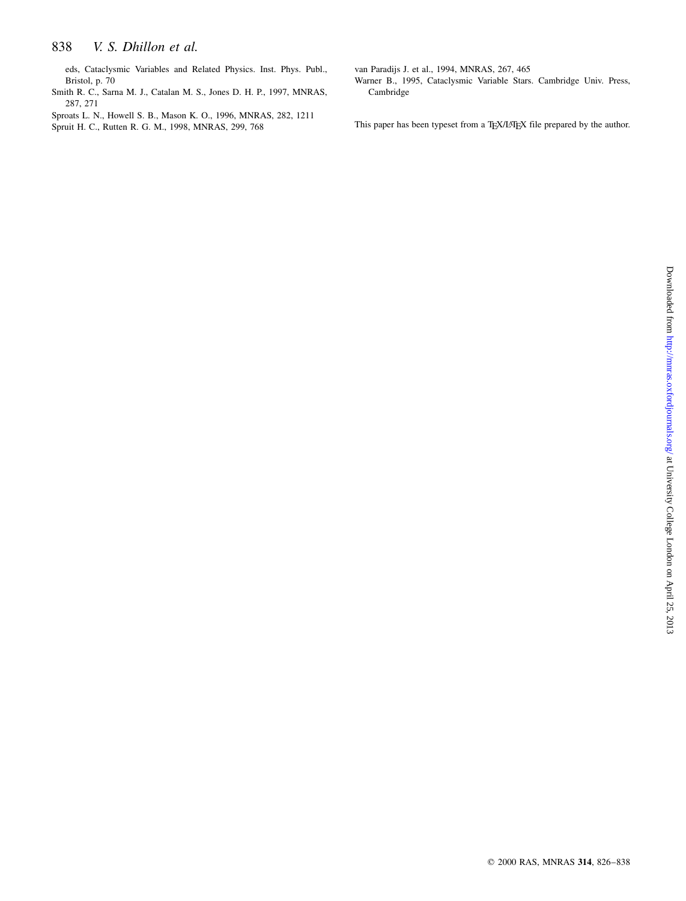eds, Cataclysmic Variables and Related Physics. Inst. Phys. Publ., Bristol, p. 70

Smith R. C., Sarna M. J., Catalan M. S., Jones D. H. P., 1997, MNRAS, 287, 271

Sproats L. N., Howell S. B., Mason K. O., 1996, MNRAS, 282, 1211

Spruit H. C., Rutten R. G. M., 1998, MNRAS, 299, 768

van Paradijs J. et al., 1994, MNRAS, 267, 465

Warner B., 1995, Cataclysmic Variable Stars. Cambridge Univ. Press, Cambridge

This paper has been typeset from a TEX/LATEX file prepared by the author.